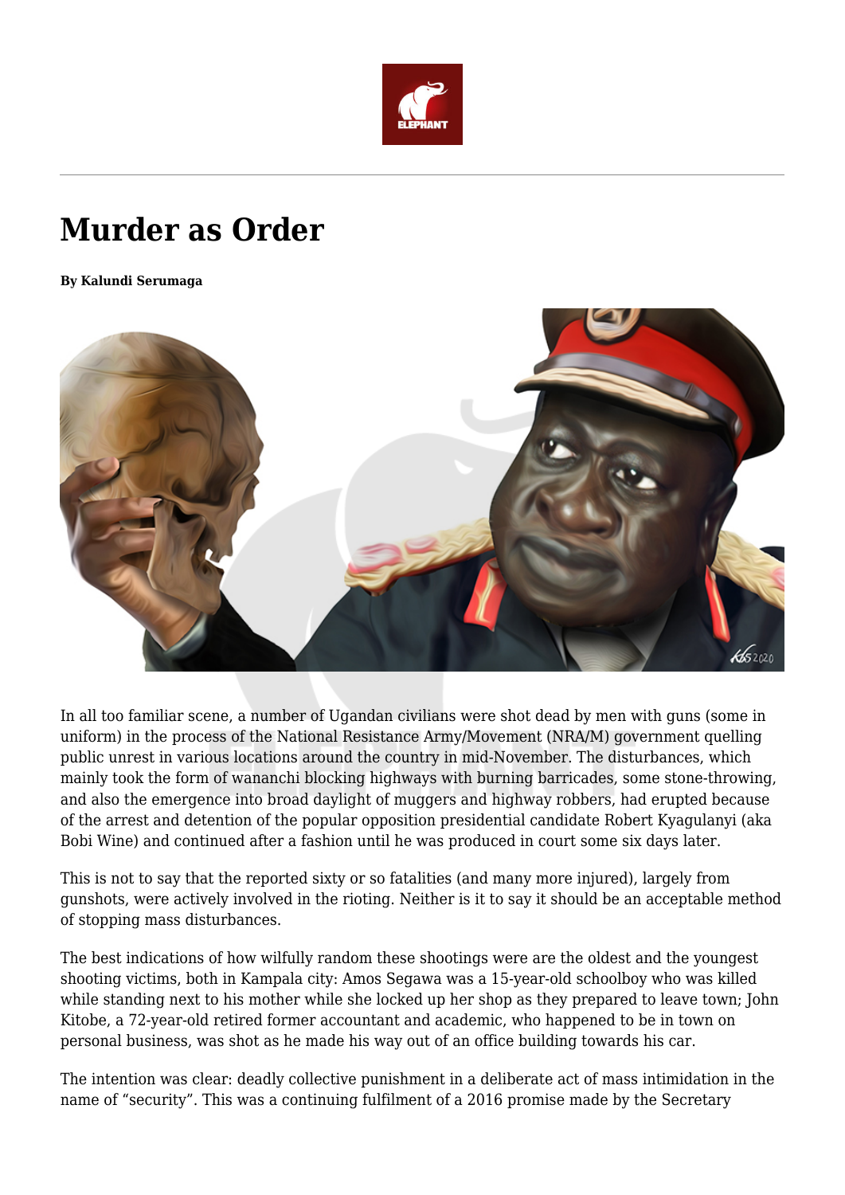# Murder as Order

**By Kalundi Serumaga**

In all too familiar scene, a number of Ugandan civilians were shot dead by men with guns (some in uniform) in the process of the National Resistance Army/Movement (NRA/M) government quelling public unrest in various locations around the country in mid-November. The disturbances, which mainly took the form of wananchi blocking highways with burning barricades, some stone-throwing, and also the emergence into broad daylight of muggers and highway robbers, had erupted because of the arrest and detention of the popular opposition presidential candidate Robert Kyagulanyi (aka Bobi Wine) and continued after a fashion until he was produced in court some six days later.

This is not to say that the reported sixty or so fatalities (and many more injured), largely from gunshots, were actively involved in the rioting. Neither is it to say it should be an acceptable method of stopping mass disturbances.

The best indications of how wilfully random these shootings were are the oldest and the youngest shooting victims, both in Kampala city: Amos Segawa was a 15-year-old schoolboy who was killed while standing next to his mother while she locked up her shop as they prepared to leave town; John Kitobe, a 72-year-old retired former accountant and academic, who happened to be in town on personal business, was shot as he made his way out of an office building towards his car.

The intention was clear: deadly collective punishment in a deliberate act of mass intimidation in the name of "security". This was a continuing fulfilment of a 2016 promise made by the Secretary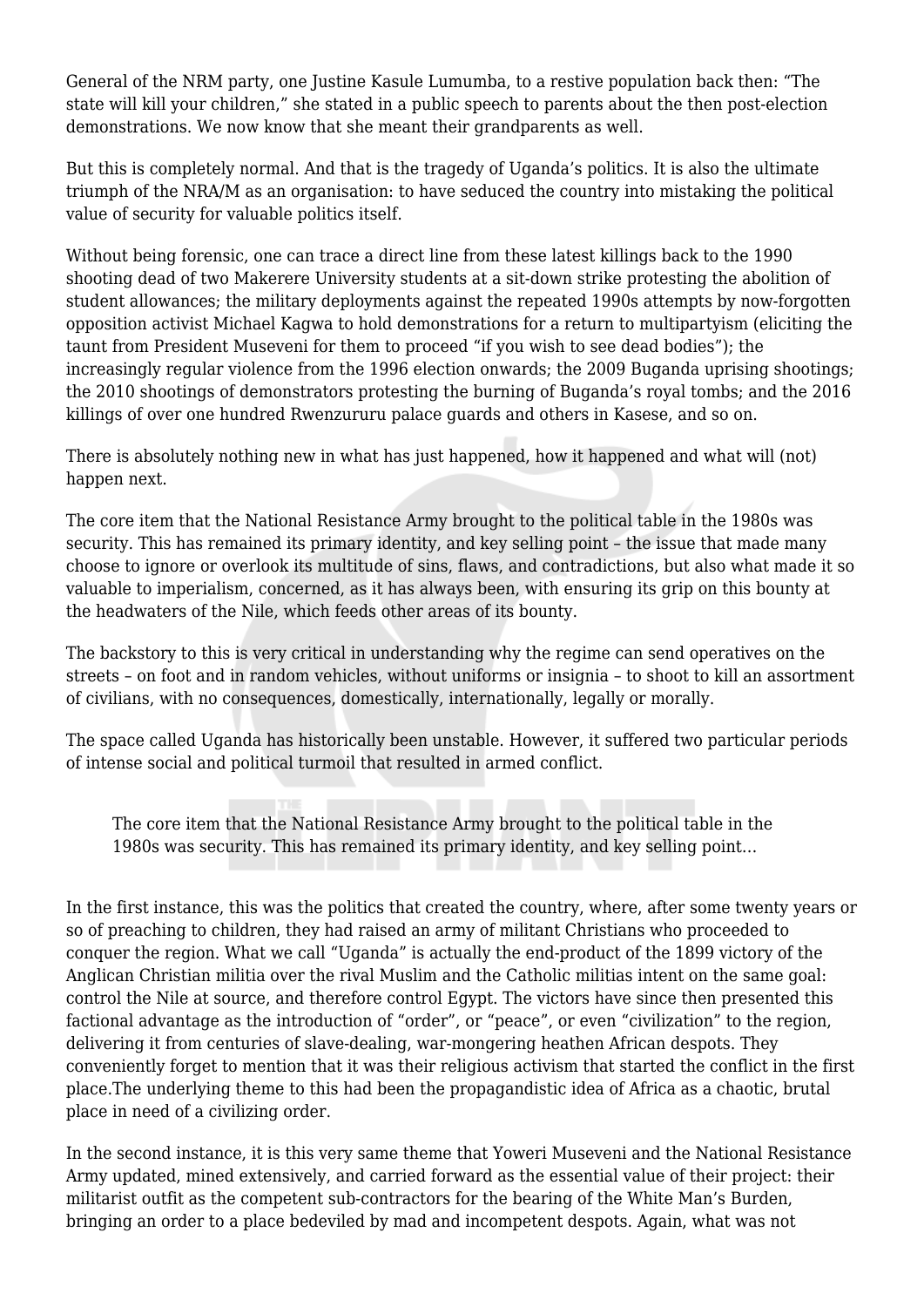General of the NRM party, one Justine Kasule Lumumba, to a restive population back then: “The state will kill your children,” she stated in a public speech to parents about the then post-election demonstrations. We now know that she meant their grandparents as well.

But this is completely normal. And that is the tragedy of Uganda’s politics. It is also the ultimate triumph of the NRA/M as an organisation: to have seduced the country into mistaking the political value of security for valuable politics itself.

Without being forensic, one can trace a direct line from these latest killings back to the 1990 shooting dead of two Makerere University students at a sit-down strike protesting the abolition of student allowances; the military deployments against the repeated 1990s attempts by now-forgotten opposition activist Michael Kagwa to hold demonstrations for a return to multipartyism (eliciting the taunt from President Museveni for them to proceed “if you wish to see dead bodies”); the increasingly regular violence from the 1996 election onwards; the 2009 Buganda uprising shootings; the 2010 shootings of demonstrators protesting the burning of Buganda’s royal tombs; and the 2016 killings of over one hundred Rwenzururu palace guards and others in Kasese, and so on.

There is absolutely nothing new in what has just happened, how it happened and what will (not) happen next.

The core item that the National Resistance Army brought to the political table in the 1980s was security. This has remained its primary identity, and key selling point – the issue that made many choose to ignore or overlook its multitude of sins, flaws, and contradictions, but also what made it so valuable to imperialism, concerned, as it has always been, with ensuring its grip on this bounty at the headwaters of the Nile, which feeds other areas of its bounty.

The backstory to this is very critical in understanding why the regime can send operatives on the streets – on foot and in random vehicles, without uniforms or insignia – to shoot to kill an assortment of civilians, with no consequences, domestically, internationally, legally or morally.

The space called Uganda has historically been unstable. However, it suffered two particular periods of intense social and political turmoil that resulted in armed conflict.

> The core item that the National Resistance Army brought to the political table in the 1980s was security. This has remained its primary identity, and key selling point…

In the first instance, this was the politics that created the country, where, after some twenty years or so of preaching to children, they had raised an army of militant Christians who proceeded to conquer the region. What we call “Uganda” is actually the end-product of the 1899 victory of the Anglican Christian militia over the rival Muslim and the Catholic militias intent on the same goal: control the Nile at source, and therefore control Egypt. The victors have since then presented this factional advantage as the introduction of “order”, or “peace”, or even “civilization” to the region, delivering it from centuries of slave-dealing, war-mongering heathen African despots. They conveniently forget to mention that it was their religious activism that started the conflict in the first place.The underlying theme to this had been the propagandistic idea of Africa as a chaotic, brutal place in need of a civilizing order.

In the second instance, it is this very same theme that Yoweri Museveni and the National Resistance Army updated, mined extensively, and carried forward as the essential value of their project: their militarist outfit as the competent sub-contractors for the bearing of the White Man’s Burden, bringing an order to a place bedeviled by mad and incompetent despots. Again, what was not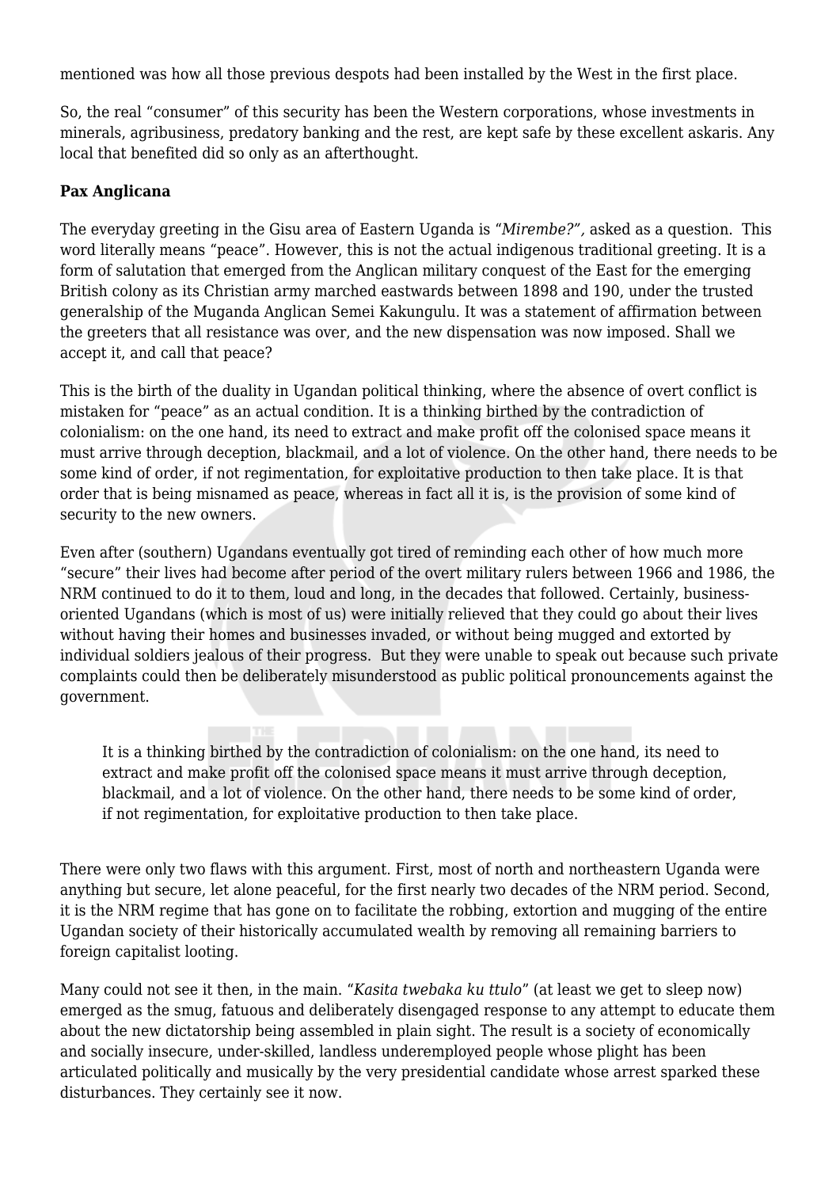mentioned was how all those previous despots had been installed by the West in the first place.

So, the real "consumer" of this security has been the Western corporations, whose investments in minerals, agribusiness, predatory banking and the rest, are kept safe by these excellent askaris. Any local that benefited did so only as an afterthought.

**Pax Anglicana**

The everyday greeting in the Gisu area of Eastern Uganda is "*Mirembe?",* asked as a question. This word literally means "peace". However, this is not the actual indigenous traditional greeting. It is a form of salutation that emerged from the Anglican military conquest of the East for the emerging British colony as its Christian army marched eastwards between 1898 and 190, under the trusted generalship of the Muganda Anglican Semei Kakungulu. It was a statement of affirmation between the greeters that all resistance was over, and the new dispensation was now imposed. Shall we accept it, and call that peace?

This is the birth of the duality in Ugandan political thinking, where the absence of overt conflict is mistaken for "peace" as an actual condition. It is a thinking birthed by the contradiction of colonialism: on the one hand, its need to extract and make profit off the colonised space means it must arrive through deception, blackmail, and a lot of violence. On the other hand, there needs to be some kind of order, if not regimentation, for exploitative production to then take place. It is that order that is being misnamed as peace, whereas in fact all it is, is the provision of some kind of security to the new owners.

Even after (southern) Ugandans eventually got tired of reminding each other of how much more "secure" their lives had become after period of the overt military rulers between 1966 and 1986, the NRM continued to do it to them, loud and long, in the decades that followed. Certainly, business-oriented Ugandans (which is most of us) were initially relieved that they could go about their lives without having their homes and businesses invaded, or without being mugged and extorted by individual soldiers jealous of their progress. But they were unable to speak out because such private complaints could then be deliberately misunderstood as public political pronouncements against the government.

> It is a thinking birthed by the contradiction of colonialism: on the one hand, its need to extract and make profit off the colonised space means it must arrive through deception, blackmail, and a lot of violence. On the other hand, there needs to be some kind of order, if not regimentation, for exploitative production to then take place.

There were only two flaws with this argument. First, most of north and northeastern Uganda were anything but secure, let alone peaceful, for the first nearly two decades of the NRM period. Second, it is the NRM regime that has gone on to facilitate the robbing, extortion and mugging of the entire Ugandan society of their historically accumulated wealth by removing all remaining barriers to foreign capitalist looting.

Many could not see it then, in the main. "*Kasita twebaka ku ttulo*" (at least we get to sleep now) emerged as the smug, fatuous and deliberately disengaged response to any attempt to educate them about the new dictatorship being assembled in plain sight. The result is a society of economically and socially insecure, under-skilled, landless underemployed people whose plight has been articulated politically and musically by the very presidential candidate whose arrest sparked these disturbances. They certainly see it now.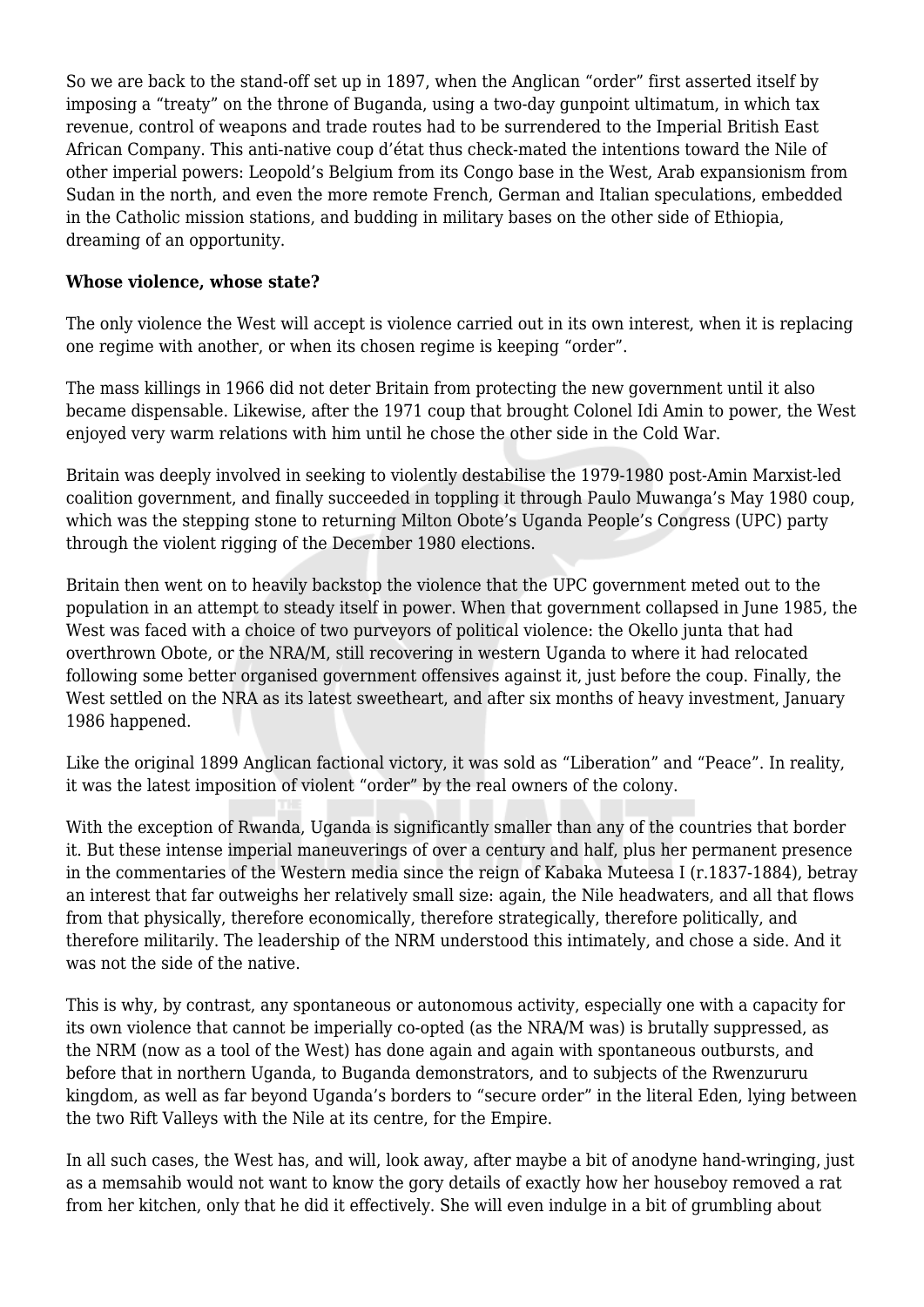So we are back to the stand-off set up in 1897, when the Anglican "order" first asserted itself by imposing a "treaty" on the throne of Buganda, using a two-day gunpoint ultimatum, in which tax revenue, control of weapons and trade routes had to be surrendered to the Imperial British East African Company. This anti-native coup d'état thus check-mated the intentions toward the Nile of other imperial powers: Leopold's Belgium from its Congo base in the West, Arab expansionism from Sudan in the north, and even the more remote French, German and Italian speculations, embedded in the Catholic mission stations, and budding in military bases on the other side of Ethiopia, dreaming of an opportunity.

**Whose violence, whose state?**

The only violence the West will accept is violence carried out in its own interest, when it is replacing one regime with another, or when its chosen regime is keeping "order".

The mass killings in 1966 did not deter Britain from protecting the new government until it also became dispensable. Likewise, after the 1971 coup that brought Colonel Idi Amin to power, the West enjoyed very warm relations with him until he chose the other side in the Cold War.

Britain was deeply involved in seeking to violently destabilise the 1979-1980 post-Amin Marxist-led coalition government, and finally succeeded in toppling it through Paulo Muwanga's May 1980 coup, which was the stepping stone to returning Milton Obote's Uganda People's Congress (UPC) party through the violent rigging of the December 1980 elections.

Britain then went on to heavily backstop the violence that the UPC government meted out to the population in an attempt to steady itself in power. When that government collapsed in June 1985, the West was faced with a choice of two purveyors of political violence: the Okello junta that had overthrown Obote, or the NRA/M, still recovering in western Uganda to where it had relocated following some better organised government offensives against it, just before the coup. Finally, the West settled on the NRA as its latest sweetheart, and after six months of heavy investment, January 1986 happened.

Like the original 1899 Anglican factional victory, it was sold as "Liberation" and "Peace". In reality, it was the latest imposition of violent "order" by the real owners of the colony.

With the exception of Rwanda, Uganda is significantly smaller than any of the countries that border it. But these intense imperial maneuverings of over a century and half, plus her permanent presence in the commentaries of the Western media since the reign of Kabaka Muteesa I (r.1837-1884), betray an interest that far outweighs her relatively small size: again, the Nile headwaters, and all that flows from that physically, therefore economically, therefore strategically, therefore politically, and therefore militarily. The leadership of the NRM understood this intimately, and chose a side. And it was not the side of the native.

This is why, by contrast, any spontaneous or autonomous activity, especially one with a capacity for its own violence that cannot be imperially co-opted (as the NRA/M was) is brutally suppressed, as the NRM (now as a tool of the West) has done again and again with spontaneous outbursts, and before that in northern Uganda, to Buganda demonstrators, and to subjects of the Rwenzururu kingdom, as well as far beyond Uganda's borders to "secure order" in the literal Eden, lying between the two Rift Valleys with the Nile at its centre, for the Empire.

In all such cases, the West has, and will, look away, after maybe a bit of anodyne hand-wringing, just as a memsahib would not want to know the gory details of exactly how her houseboy removed a rat from her kitchen, only that he did it effectively. She will even indulge in a bit of grumbling about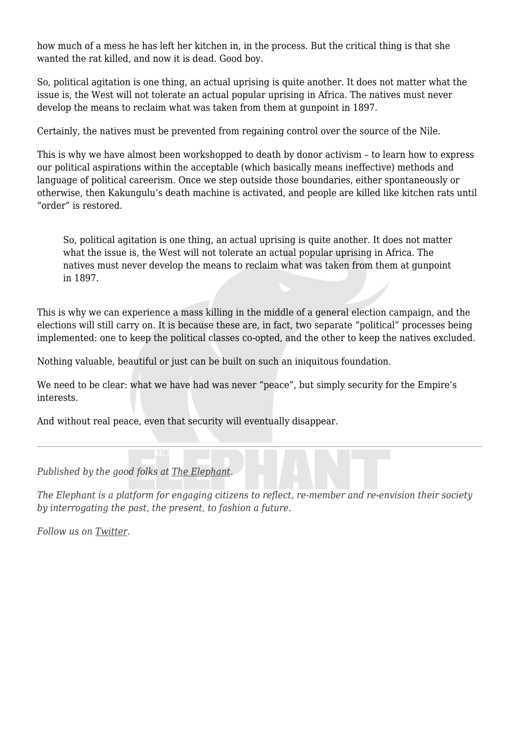how much of a mess he has left her kitchen in, in the process. But the critical thing is that she wanted the rat killed, and now it is dead. Good boy.

So, political agitation is one thing, an actual uprising is quite another. It does not matter what the issue is, the West will not tolerate an actual popular uprising in Africa. The natives must never develop the means to reclaim what was taken from them at gunpoint in 1897.

Certainly, the natives must be prevented from regaining control over the source of the Nile.

This is why we have almost been workshopped to death by donor activism – to learn how to express our political aspirations within the acceptable (which basically means ineffective) methods and language of political careerism. Once we step outside those boundaries, either spontaneously or otherwise, then Kakungulu's death machine is activated, and people are killed like kitchen rats until "order" is restored.

> So, political agitation is one thing, an actual uprising is quite another. It does not matter what the issue is, the West will not tolerate an actual popular uprising in Africa. The natives must never develop the means to reclaim what was taken from them at gunpoint in 1897.

This is why we can experience a mass killing in the middle of a general election campaign, and the elections will still carry on. It is because these are, in fact, two separate "political" processes being implemented: one to keep the political classes co-opted, and the other to keep the natives excluded.

Nothing valuable, beautiful or just can be built on such an iniquitous foundation.

We need to be clear: what we have had was never "peace", but simply security for the Empire's interests.

And without real peace, even that security will eventually disappear.

---

*Published by the good folks at The Elephant.*

*The Elephant is a platform for engaging citizens to reflect, re-member and re-envision their society by interrogating the past, the present, to fashion a future.*

*Follow us on Twitter.*